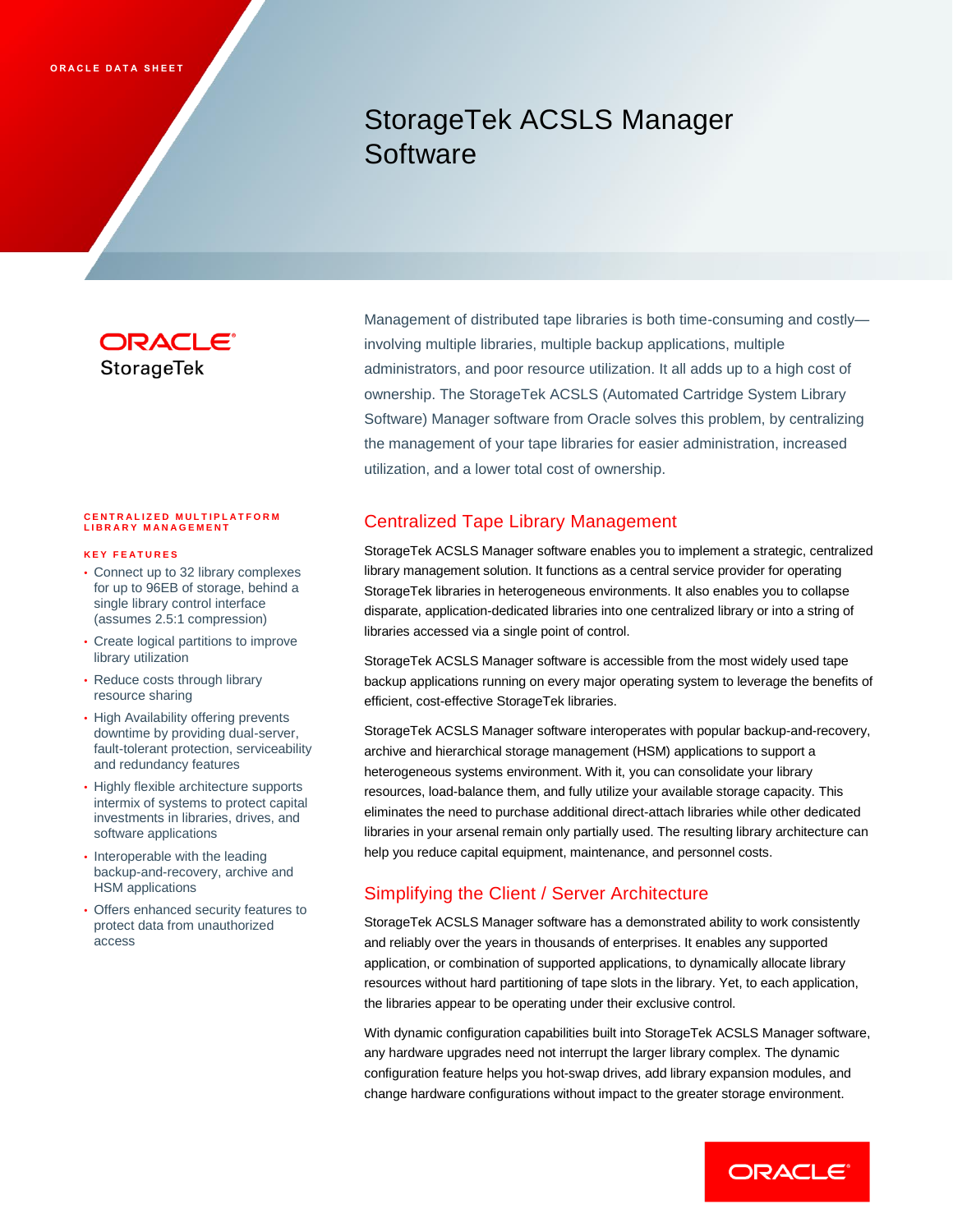ORACLE DATA SHEET

# StorageTek ACSLS Manager Software

Management of distributed tape libraries is both time-consuming and costly—involving multiple libraries, multiple backup applications, multiple administrators, and poor resource utilization. It all adds up to a high cost of ownership. The StorageTek ACSLS (Automated Cartridge System Library Software) Manager software from Oracle solves this problem, by centralizing the management of your tape libraries for easier administration, increased utilization, and a lower total cost of ownership.

**CENTRALIZED MULTIPLATFORM LIBRARY MANAGEMENT**

**KEY FEATURES**

- Connect up to 32 library complexes for up to 96EB of storage, behind a single library control interface (assumes 2.5:1 compression)
- Create logical partitions to improve library utilization
- Reduce costs through library resource sharing
- High Availability offering prevents downtime by providing dual-server, fault-tolerant protection, serviceability and redundancy features
- Highly flexible architecture supports intermix of systems to protect capital investments in libraries, drives, and software applications
- Interoperable with the leading backup-and-recovery, archive and HSM applications
- Offers enhanced security features to protect data from unauthorized access

## Centralized Tape Library Management

StorageTek ACSLS Manager software enables you to implement a strategic, centralized library management solution. It functions as a central service provider for operating StorageTek libraries in heterogeneous environments. It also enables you to collapse disparate, application-dedicated libraries into one centralized library or into a string of libraries accessed via a single point of control.

StorageTek ACSLS Manager software is accessible from the most widely used tape backup applications running on every major operating system to leverage the benefits of efficient, cost-effective StorageTek libraries.

StorageTek ACSLS Manager software interoperates with popular backup-and-recovery, archive and hierarchical storage management (HSM) applications to support a heterogeneous systems environment. With it, you can consolidate your library resources, load-balance them, and fully utilize your available storage capacity. This eliminates the need to purchase additional direct-attach libraries while other dedicated libraries in your arsenal remain only partially used. The resulting library architecture can help you reduce capital equipment, maintenance, and personnel costs.

## Simplifying the Client / Server Architecture

StorageTek ACSLS Manager software has a demonstrated ability to work consistently and reliably over the years in thousands of enterprises. It enables any supported application, or combination of supported applications, to dynamically allocate library resources without hard partitioning of tape slots in the library. Yet, to each application, the libraries appear to be operating under their exclusive control.

With dynamic configuration capabilities built into StorageTek ACSLS Manager software, any hardware upgrades need not interrupt the larger library complex. The dynamic configuration feature helps you hot-swap drives, add library expansion modules, and change hardware configurations without impact to the greater storage environment.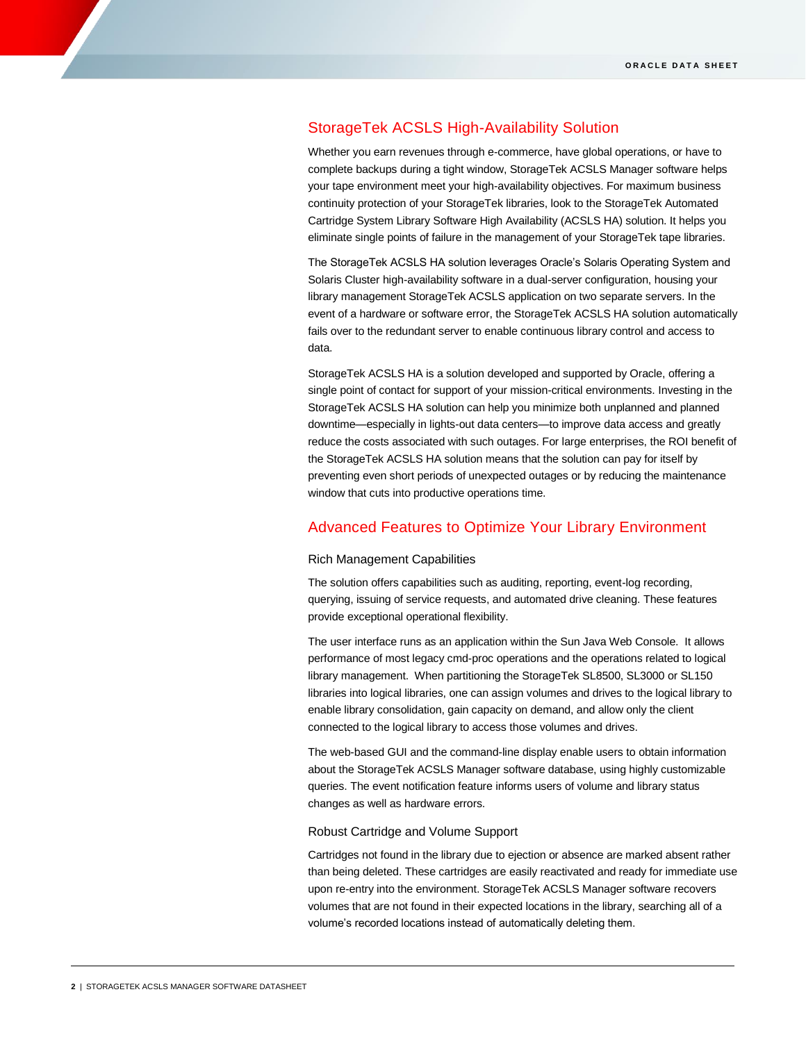## StorageTek ACSLS High-Availability Solution

Whether you earn revenues through e-commerce, have global operations, or have to complete backups during a tight window, StorageTek ACSLS Manager software helps your tape environment meet your high-availability objectives. For maximum business continuity protection of your StorageTek libraries, look to the StorageTek Automated Cartridge System Library Software High Availability (ACSLS HA) solution. It helps you eliminate single points of failure in the management of your StorageTek tape libraries.

The StorageTek ACSLS HA solution leverages Oracle's Solaris Operating System and Solaris Cluster high-availability software in a dual-server configuration, housing your library management StorageTek ACSLS application on two separate servers. In the event of a hardware or software error, the StorageTek ACSLS HA solution automatically fails over to the redundant server to enable continuous library control and access to data.

StorageTek ACSLS HA is a solution developed and supported by Oracle, offering a single point of contact for support of your mission-critical environments. Investing in the StorageTek ACSLS HA solution can help you minimize both unplanned and planned downtime—especially in lights-out data centers—to improve data access and greatly reduce the costs associated with such outages. For large enterprises, the ROI benefit of the StorageTek ACSLS HA solution means that the solution can pay for itself by preventing even short periods of unexpected outages or by reducing the maintenance window that cuts into productive operations time.

## Advanced Features to Optimize Your Library Environment

### Rich Management Capabilities

The solution offers capabilities such as auditing, reporting, event-log recording, querying, issuing of service requests, and automated drive cleaning. These features provide exceptional operational flexibility.

The user interface runs as an application within the Sun Java Web Console. It allows performance of most legacy cmd-proc operations and the operations related to logical library management. When partitioning the StorageTek SL8500, SL3000 or SL150 libraries into logical libraries, one can assign volumes and drives to the logical library to enable library consolidation, gain capacity on demand, and allow only the client connected to the logical library to access those volumes and drives.

The web-based GUI and the command-line display enable users to obtain information about the StorageTek ACSLS Manager software database, using highly customizable queries. The event notification feature informs users of volume and library status changes as well as hardware errors.

### Robust Cartridge and Volume Support

Cartridges not found in the library due to ejection or absence are marked absent rather than being deleted. These cartridges are easily reactivated and ready for immediate use upon re-entry into the environment. StorageTek ACSLS Manager software recovers volumes that are not found in their expected locations in the library, searching all of a volume's recorded locations instead of automatically deleting them.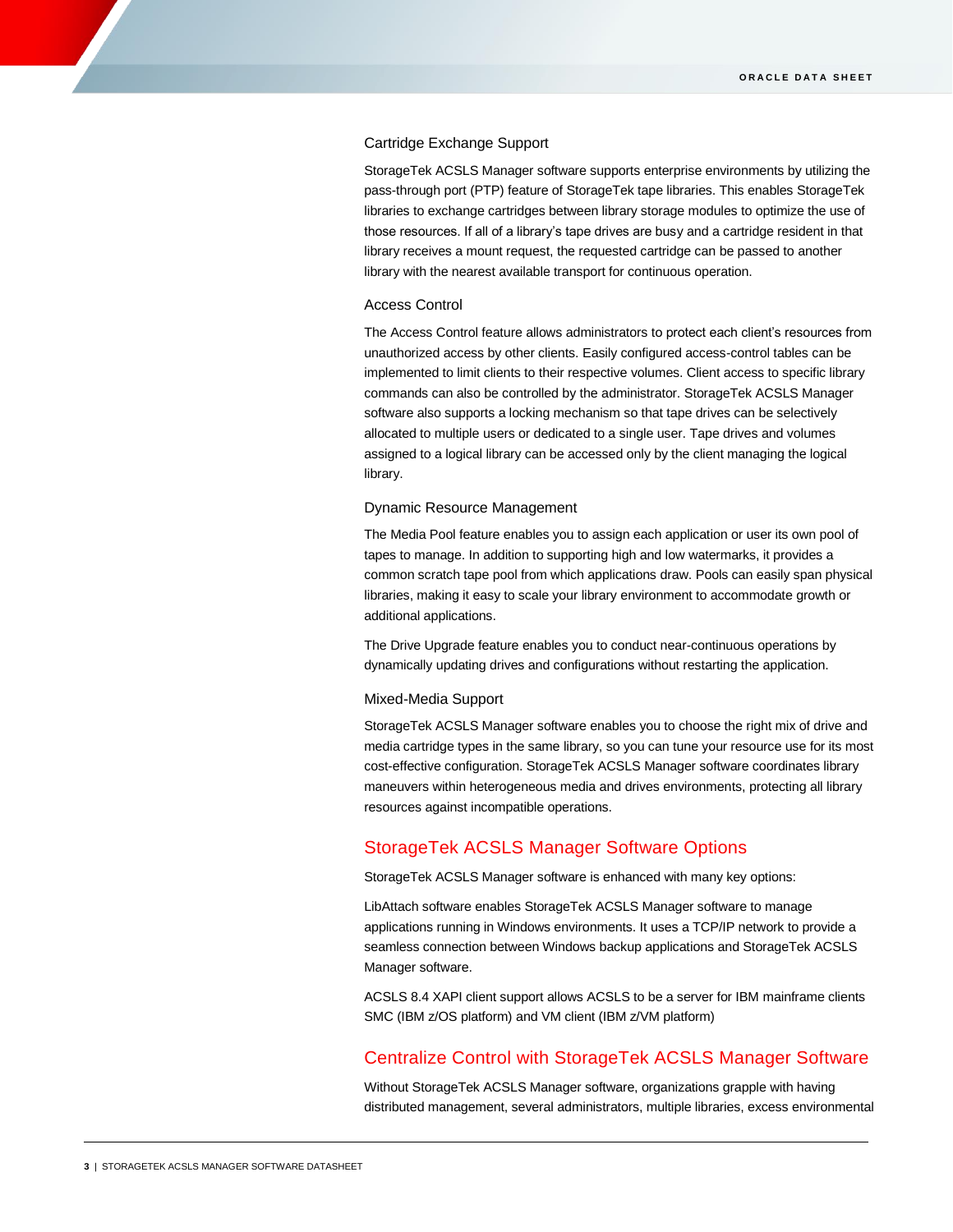### Cartridge Exchange Support

StorageTek ACSLS Manager software supports enterprise environments by utilizing the pass-through port (PTP) feature of StorageTek tape libraries. This enables StorageTek libraries to exchange cartridges between library storage modules to optimize the use of those resources. If all of a library's tape drives are busy and a cartridge resident in that library receives a mount request, the requested cartridge can be passed to another library with the nearest available transport for continuous operation.

### Access Control

The Access Control feature allows administrators to protect each client's resources from unauthorized access by other clients. Easily configured access-control tables can be implemented to limit clients to their respective volumes. Client access to specific library commands can also be controlled by the administrator. StorageTek ACSLS Manager software also supports a locking mechanism so that tape drives can be selectively allocated to multiple users or dedicated to a single user. Tape drives and volumes assigned to a logical library can be accessed only by the client managing the logical library.

### Dynamic Resource Management

The Media Pool feature enables you to assign each application or user its own pool of tapes to manage. In addition to supporting high and low watermarks, it provides a common scratch tape pool from which applications draw. Pools can easily span physical libraries, making it easy to scale your library environment to accommodate growth or additional applications.

The Drive Upgrade feature enables you to conduct near-continuous operations by dynamically updating drives and configurations without restarting the application.

### Mixed-Media Support

StorageTek ACSLS Manager software enables you to choose the right mix of drive and media cartridge types in the same library, so you can tune your resource use for its most cost-effective configuration. StorageTek ACSLS Manager software coordinates library maneuvers within heterogeneous media and drives environments, protecting all library resources against incompatible operations.

## StorageTek ACSLS Manager Software Options

StorageTek ACSLS Manager software is enhanced with many key options:

LibAttach software enables StorageTek ACSLS Manager software to manage applications running in Windows environments. It uses a TCP/IP network to provide a seamless connection between Windows backup applications and StorageTek ACSLS Manager software.

ACSLS 8.4 XAPI client support allows ACSLS to be a server for IBM mainframe clients SMC (IBM z/OS platform) and VM client (IBM z/VM platform)

## Centralize Control with StorageTek ACSLS Manager Software

Without StorageTek ACSLS Manager software, organizations grapple with having distributed management, several administrators, multiple libraries, excess environmental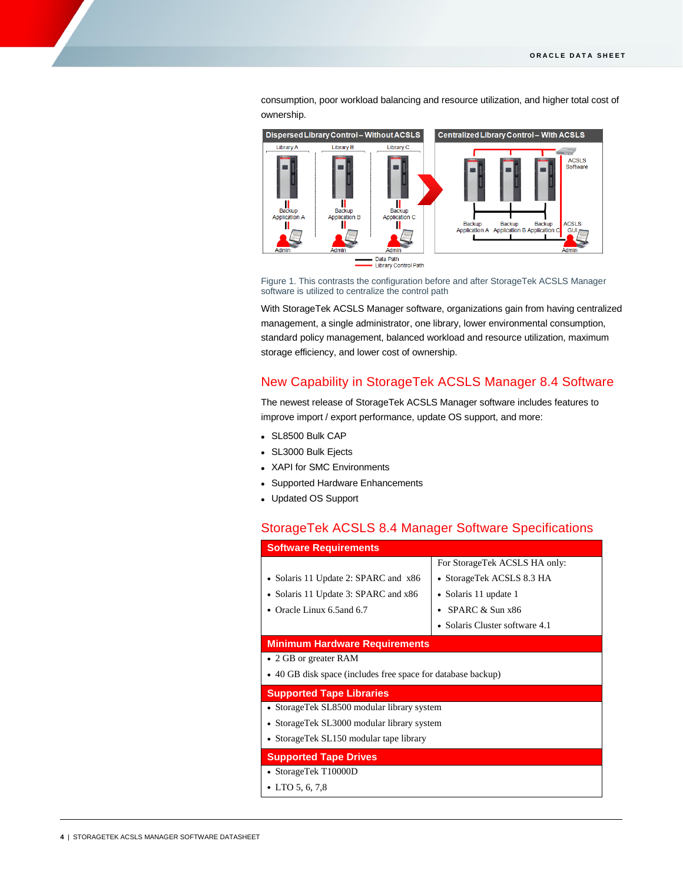consumption, poor workload balancing and resource utilization, and higher total cost of ownership.

Figure 1. This contrasts the configuration before and after StorageTek ACSLS Manager software is utilized to centralize the control path

With StorageTek ACSLS Manager software, organizations gain from having centralized management, a single administrator, one library, lower environmental consumption, standard policy management, balanced workload and resource utilization, maximum storage efficiency, and lower cost of ownership.

## New Capability in StorageTek ACSLS Manager 8.4 Software

The newest release of StorageTek ACSLS Manager software includes features to improve import / export performance, update OS support, and more:

- SL8500 Bulk CAP
- SL3000 Bulk Ejects
- XAPI for SMC Environments
- Supported Hardware Enhancements
- Updated OS Support

## StorageTek ACSLS 8.4 Manager Software Specifications

| **Software Requirements** | |
|---|---|
| • Solaris 11 Update 2: SPARC and x86<br>• Solaris 11 Update 3: SPARC and x86<br>• Oracle Linux 6.5and 6.7 | For StorageTek ACSLS HA only:<br>• StorageTek ACSLS 8.3 HA<br>• Solaris 11 update 1<br>• SPARC & Sun x86<br>• Solaris Cluster software 4.1 |
| **Minimum Hardware Requirements** | |
| • 2 GB or greater RAM<br>• 40 GB disk space (includes free space for database backup) | |
| **Supported Tape Libraries** | |
| • StorageTek SL8500 modular library system<br>• StorageTek SL3000 modular library system<br>• StorageTek SL150 modular tape library | |
| **Supported Tape Drives** | |
| • StorageTek T10000D<br>• LTO 5, 6, 7,8 | |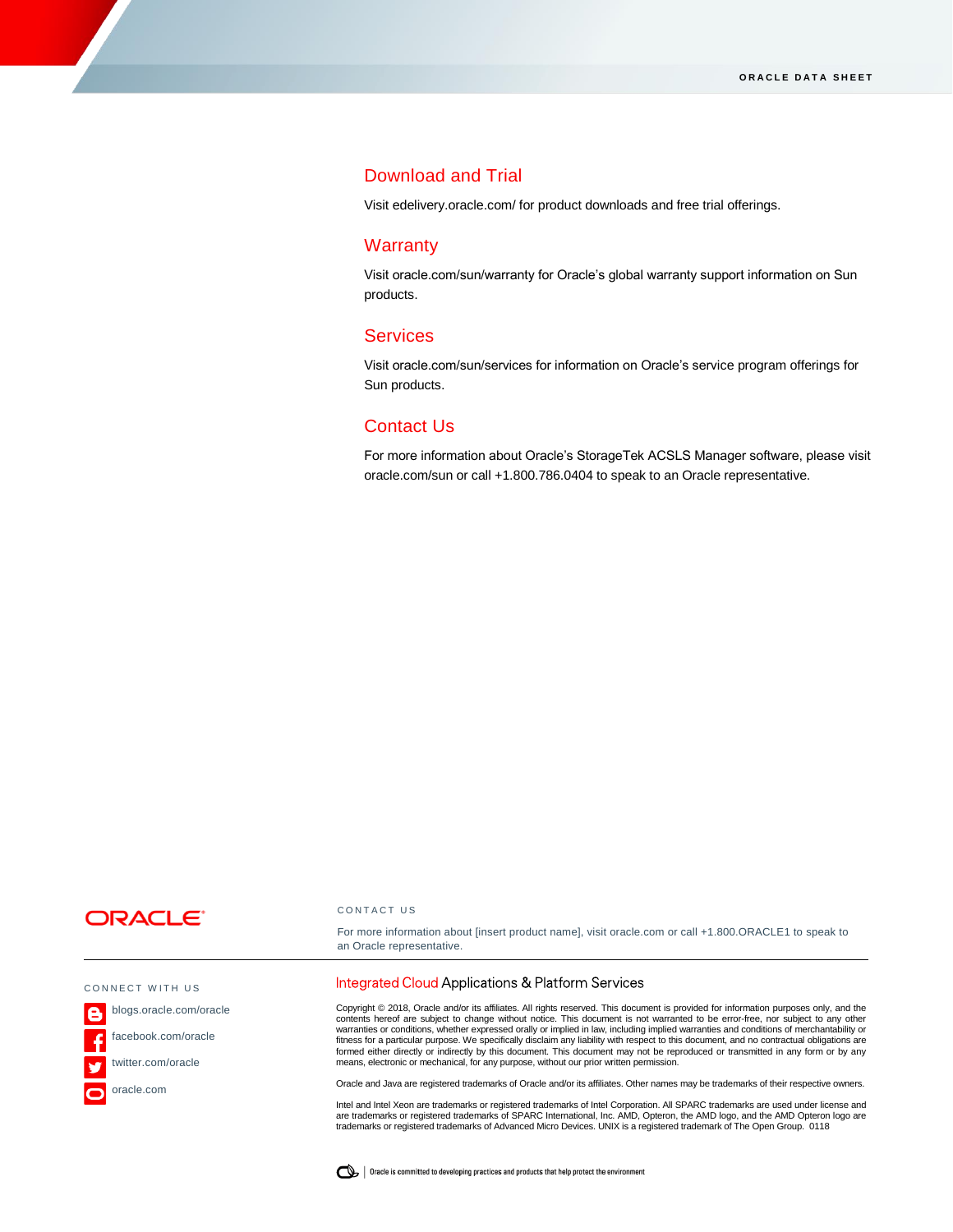## Download and Trial

Visit edelivery.oracle.com/ for product downloads and free trial offerings.

## Warranty

Visit oracle.com/sun/warranty for Oracle's global warranty support information on Sun products.

## Services

Visit oracle.com/sun/services for information on Oracle's service program offerings for Sun products.

## Contact Us

For more information about Oracle's StorageTek ACSLS Manager software, please visit oracle.com/sun or call +1.800.786.0404 to speak to an Oracle representative.

ORACLE

CONTACT US

For more information about [insert product name], visit oracle.com or call +1.800.ORACLE1 to speak to an Oracle representative.

CONNECT WITH US

- blogs.oracle.com/oracle
- facebook.com/oracle
- twitter.com/oracle
- oracle.com

Integrated Cloud Applications & Platform Services

Copyright © 2018, Oracle and/or its affiliates. All rights reserved. This document is provided for information purposes only, and the contents hereof are subject to change without notice. This document is not warranted to be error-free, nor subject to any other warranties or conditions, whether expressed orally or implied in law, including implied warranties and conditions of merchantability or fitness for a particular purpose. We specifically disclaim any liability with respect to this document, and no contractual obligations are formed either directly or indirectly by this document. This document may not be reproduced or transmitted in any form or by any means, electronic or mechanical, for any purpose, without our prior written permission.

Oracle and Java are registered trademarks of Oracle and/or its affiliates. Other names may be trademarks of their respective owners.

Intel and Intel Xeon are trademarks or registered trademarks of Intel Corporation. All SPARC trademarks are used under license and are trademarks or registered trademarks of SPARC International, Inc. AMD, Opteron, the AMD logo, and the AMD Opteron logo are trademarks or registered trademarks of Advanced Micro Devices. UNIX is a registered trademark of The Open Group. 0118

Oracle is committed to developing practices and products that help protect the environment